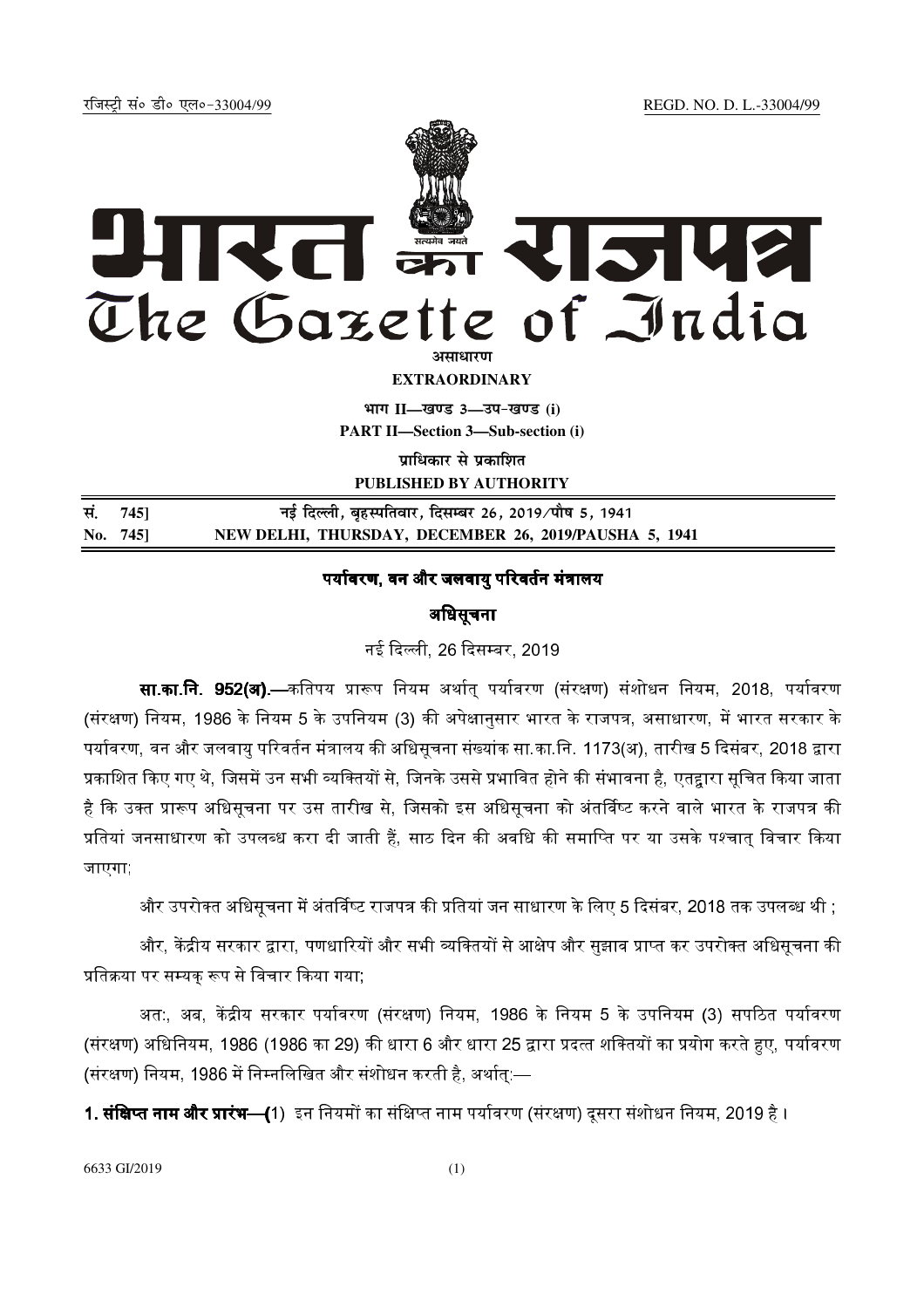रजिस्ट्री सं० डी० एल०-33004/99 REGD. NO. D. L.-33004/99

# भारत का राजपत्र
# The Gazette of India

असाधारण

**EXTRAORDINARY**

**भाग II—खण्ड 3—उप-खण्ड (i)**

**PART II—Section 3—Sub-section (i)**

**प्राधिकार से प्रकाशित**

**PUBLISHED BY AUTHORITY**

| | |
|---|---|
| सं. 745] | नई दिल्ली, बृहस्पतिवार, दिसम्बर 26, 2019/पौष 5, 1941 |
| No. 745] | NEW DELHI, THURSDAY, DECEMBER 26, 2019/PAUSHA 5, 1941 |

## पर्यावरण, वन और जलवायु परिवर्तन मंत्रालय

## अधिसूचना

नई दिल्ली, 26 दिसम्बर, 2019

**सा.का.नि. 952(अ).**—कतिपय प्रारूप नियम अर्थात् पर्यावरण (संरक्षण) संशोधन नियम, 2018, पर्यावरण (संरक्षण) नियम, 1986 के नियम 5 के उपनियम (3) की अपेक्षानुसार भारत के राजपत्र, असाधारण, में भारत सरकार के पर्यावरण, वन और जलवायु परिवर्तन मंत्रालय की अधिसूचना संख्यांक सा.का.नि. 1173(अ), तारीख 5 दिसंबर, 2018 द्वारा प्रकाशित किए गए थे, जिसमें उन सभी व्यक्तियों से, जिनके उससे प्रभावित होने की संभावना है, एतद्वारा सूचित किया जाता है कि उक्त प्रारूप अधिसूचना पर उस तारीख से, जिसको इस अधिसूचना को अंतर्विष्ट करने वाले भारत के राजपत्र की प्रतियां जनसाधारण को उपलब्ध करा दी जाती हैं, साठ दिन की अवधि की समाप्ति पर या उसके पश्चात् विचार किया जाएगा;

और उपरोक्त अधिसूचना में अंतर्विष्ट राजपत्र की प्रतियां जन साधारण के लिए 5 दिसंबर, 2018 तक उपलब्ध थी ;

और, केंद्रीय सरकार द्वारा, पणधारियों और सभी व्यक्तियों से आक्षेप और सुझाव प्राप्त कर उपरोक्त अधिसूचना की प्रतिक्रिया पर सम्यक् रूप से विचार किया गया;

अतः, अब, केंद्रीय सरकार पर्यावरण (संरक्षण) नियम, 1986 के नियम 5 के उपनियम (3) सपठित पर्यावरण (संरक्षण) अधिनियम, 1986 (1986 का 29) की धारा 6 और धारा 25 द्वारा प्रदत्त शक्तियों का प्रयोग करते हुए, पर्यावरण (संरक्षण) नियम, 1986 में निम्नलिखित और संशोधन करती है, अर्थात्:—

**1. संक्षिप्त नाम और प्रारंभ—(**1) इन नियमों का संक्षिप्त नाम पर्यावरण (संरक्षण) दूसरा संशोधन नियम, 2019 है ।

6633 GI/2019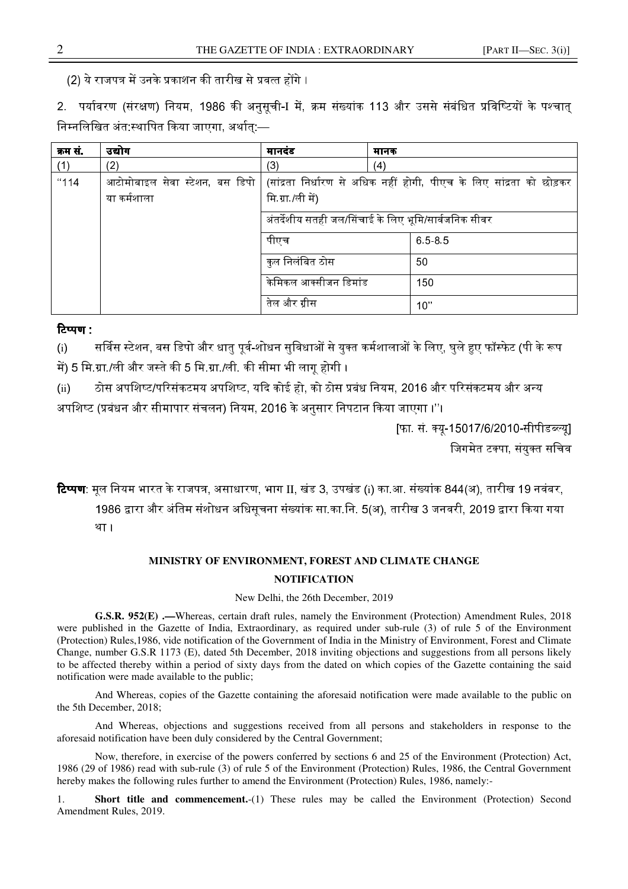(2) ये राजपत्र में उनके प्रकाशन की तारीख से प्रवत्त होंगे ।

2. पर्यावरण (संरक्षण) नियम, 1986 की अनुसूची-I में, क्रम संख्यांक 113 और उससे संबंधित प्रविष्टियों के पश्चात् निम्नलिखित अंत:स्थापित किया जाएगा, अर्थात्:—

| क्रम सं. | उद्योग | मानदंड | मानक |
|---|---|---|---|
| (1) | (2) | (3) | (4) |
| "114 | आटोमोबाइल सेवा स्टेशन, बस डिपो या कर्मशाला | (सांद्रता निर्धारण से अधिक नहीं होगी, पीएच के लिए सांद्रता को छोड़कर मि.ग्रा./ली में) | |
| | | अंतर्देशीय सतही जल/सिंचाई के लिए भूमि/सार्वजनिक सीवर | |
| | | पीएच | 6.5-8.5 |
| | | कुल निलंबित ठोस | 50 |
| | | केमिकल आक्सीजन डिमांड | 150 |
| | | तेल और ग्रीस | 10" |

**टिप्पण :**

(i) सर्विस स्टेशन, बस डिपो और धातु पूर्व-शोधन सुविधाओं से युक्त कर्मशालाओं के लिए, घुले हुए फॉस्फेट (पी के रूप में) 5 मि.ग्रा./ली और जस्ते की 5 मि.ग्रा./ली. की सीमा भी लागू होगी ।

(ii) ठोस अपशिष्ट/परिसंकटमय अपशिष्ट, यदि कोई हो, को ठोस प्रबंध नियम, 2016 और परिसंकटमय और अन्य अपशिष्ट (प्रबंधन और सीमापार संचलन) नियम, 2016 के अनुसार निपटान किया जाएगा ।"।

[फा. सं. क्यू-15017/6/2010-सीपीडब्ल्यू]

जिगमेत टक्पा, संयुक्त सचिव

**टिप्पण**: मूल नियम भारत के राजपत्र, असाधारण, भाग II, खंड 3, उपखंड (i) का.आ. संख्यांक 844(अ), तारीख 19 नवंबर, 1986 द्वारा और अंतिम संशोधन अधिसूचना संख्यांक सा.का.नि. 5(अ), तारीख 3 जनवरी, 2019 द्वारा किया गया था ।

## MINISTRY OF ENVIRONMENT, FOREST AND CLIMATE CHANGE

## NOTIFICATION

New Delhi, the 26th December, 2019

**G.S.R. 952(E) .—**Whereas, certain draft rules, namely the Environment (Protection) Amendment Rules, 2018 were published in the Gazette of India, Extraordinary, as required under sub-rule (3) of rule 5 of the Environment (Protection) Rules,1986, vide notification of the Government of India in the Ministry of Environment, Forest and Climate Change, number G.S.R 1173 (E), dated 5th December, 2018 inviting objections and suggestions from all persons likely to be affected thereby within a period of sixty days from the dated on which copies of the Gazette containing the said notification were made available to the public;

And Whereas, copies of the Gazette containing the aforesaid notification were made available to the public on the 5th December, 2018;

And Whereas, objections and suggestions received from all persons and stakeholders in response to the aforesaid notification have been duly considered by the Central Government;

Now, therefore, in exercise of the powers conferred by sections 6 and 25 of the Environment (Protection) Act, 1986 (29 of 1986) read with sub-rule (3) of rule 5 of the Environment (Protection) Rules, 1986, the Central Government hereby makes the following rules further to amend the Environment (Protection) Rules, 1986, namely:-

1. **Short title and commencement.**-(1) These rules may be called the Environment (Protection) Second Amendment Rules, 2019.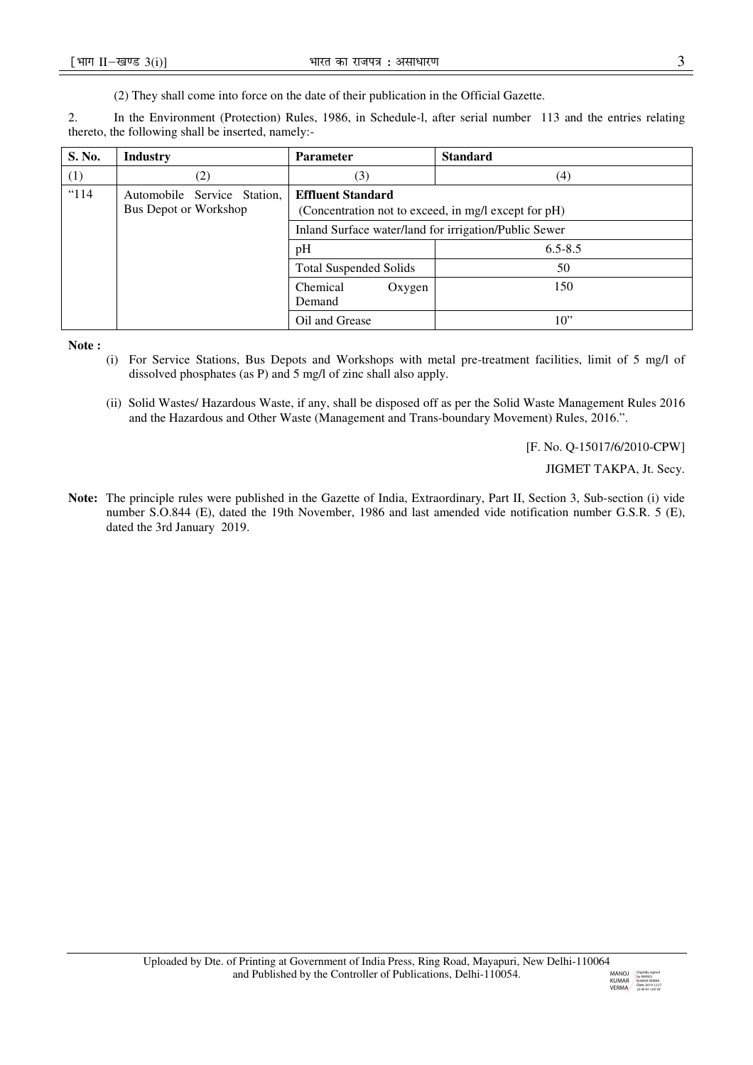(2) They shall come into force on the date of their publication in the Official Gazette.

2. In the Environment (Protection) Rules, 1986, in Schedule-I, after serial number 113 and the entries relating thereto, the following shall be inserted, namely:-

| S. No. | Industry | Parameter | Standard |
|---|---|---|---|
| (1) | (2) | (3) | (4) |
| "114 | Automobile Service Station, Bus Depot or Workshop | **Effluent Standard** (Concentration not to exceed, in mg/l except for pH) | |
| | | Inland Surface water/land for irrigation/Public Sewer | |
| | | pH | 6.5-8.5 |
| | | Total Suspended Solids | 50 |
| | | Chemical Oxygen Demand | 150 |
| | | Oil and Grease | 10" |

**Note :**

(i) For Service Stations, Bus Depots and Workshops with metal pre-treatment facilities, limit of 5 mg/l of dissolved phosphates (as P) and 5 mg/l of zinc shall also apply.

(ii) Solid Wastes/ Hazardous Waste, if any, shall be disposed off as per the Solid Waste Management Rules 2016 and the Hazardous and Other Waste (Management and Trans-boundary Movement) Rules, 2016.".

[F. No. Q-15017/6/2010-CPW]

JIGMET TAKPA, Jt. Secy.

**Note:** The principle rules were published in the Gazette of India, Extraordinary, Part II, Section 3, Sub-section (i) vide number S.O.844 (E), dated the 19th November, 1986 and last amended vide notification number G.S.R. 5 (E), dated the 3rd January 2019.

Uploaded by Dte. of Printing at Government of India Press, Ring Road, Mayapuri, New Delhi-110064 and Published by the Controller of Publications, Delhi-110054.